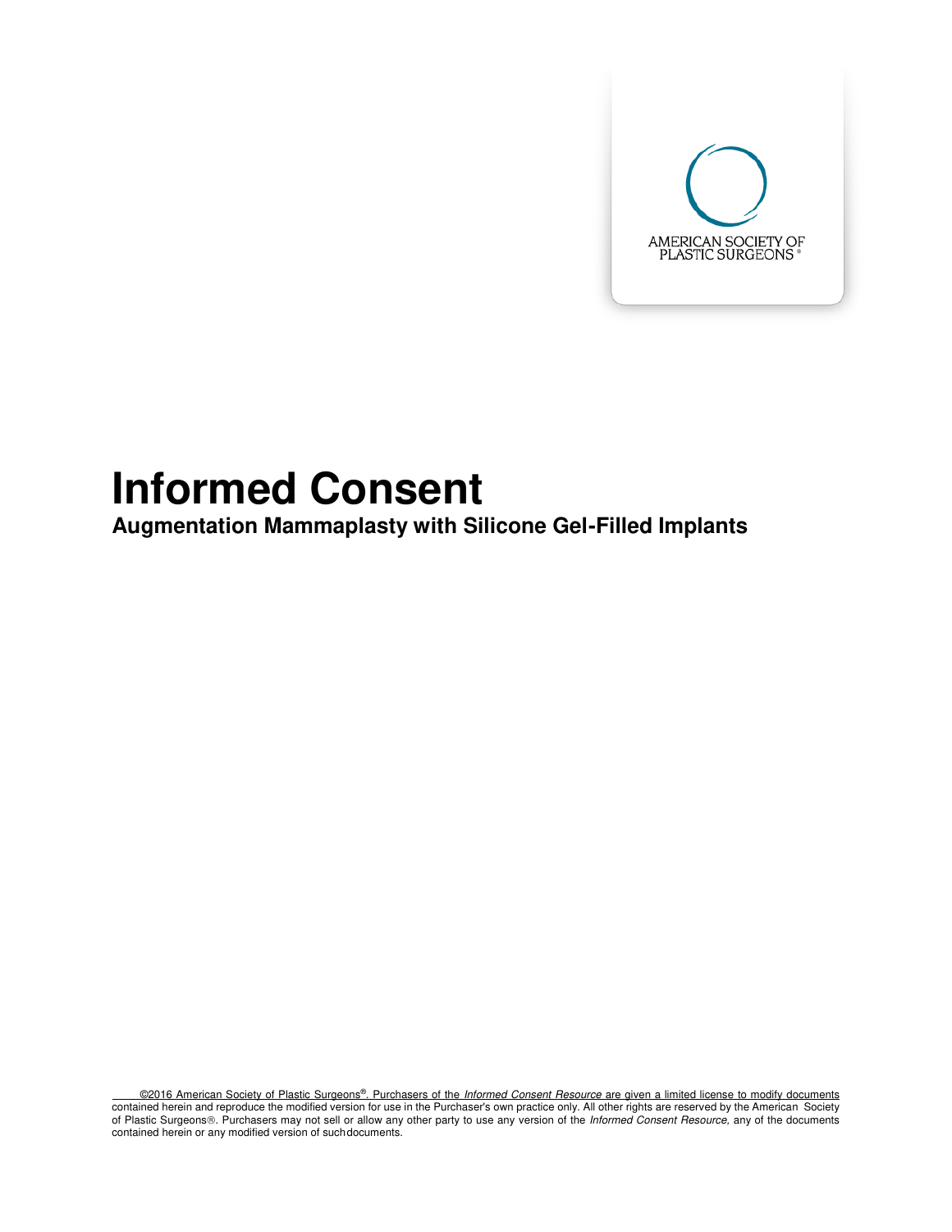AMERICAN SOCIETY OF PLASTIC SURGEONS®

# Informed Consent

## Augmentation Mammaplasty with Silicone Gel-Filled Implants

©2016 American Society of Plastic Surgeons®. Purchasers of the *Informed Consent Resource* are given a limited license to modify documents contained herein and reproduce the modified version for use in the Purchaser's own practice only. All other rights are reserved by the American Society of Plastic Surgeons®. Purchasers may not sell or allow any other party to use any version of the *Informed Consent Resource,* any of the documents contained herein or any modified version of such documents.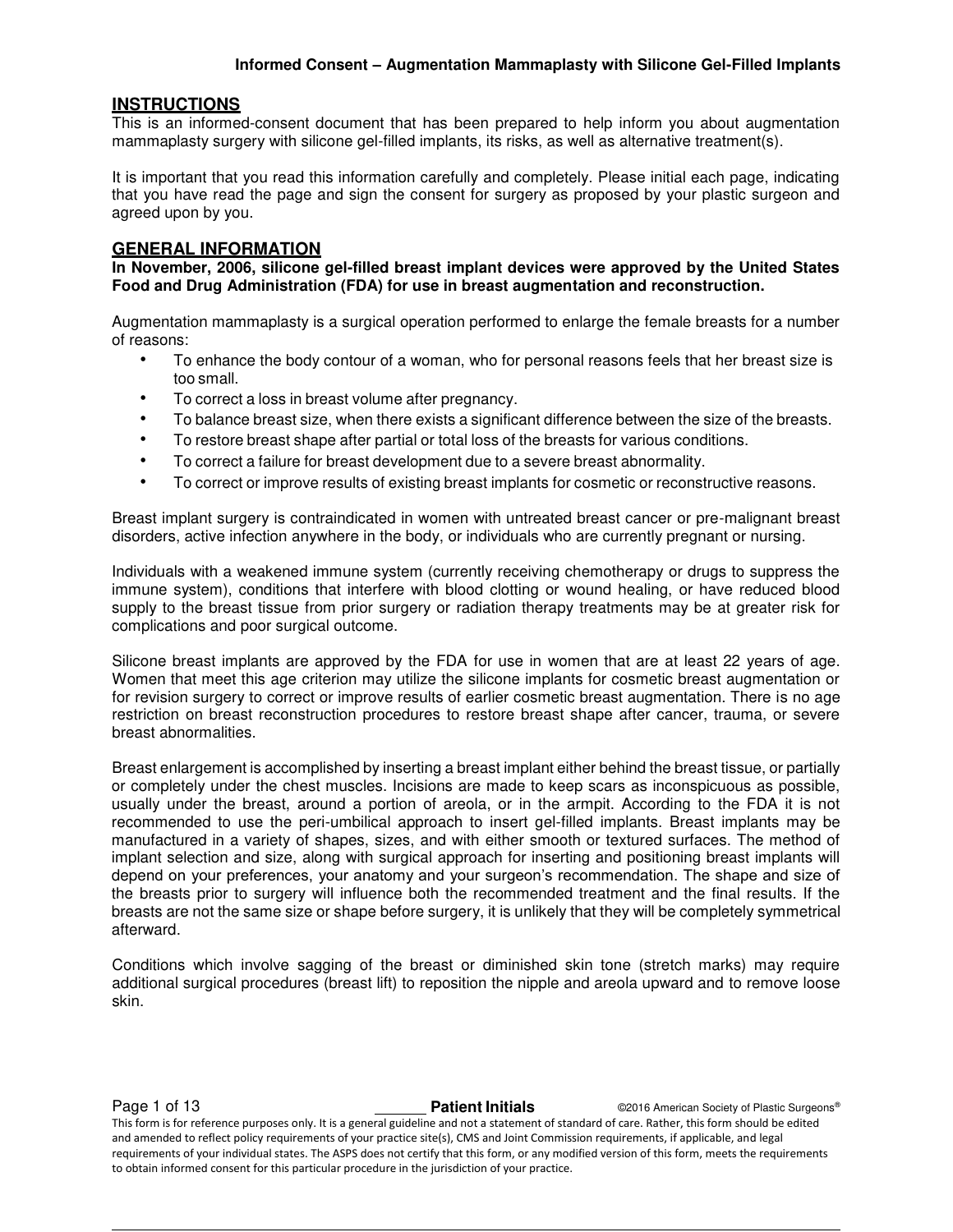## INSTRUCTIONS

This is an informed-consent document that has been prepared to help inform you about augmentation mammaplasty surgery with silicone gel-filled implants, its risks, as well as alternative treatment(s).

It is important that you read this information carefully and completely. Please initial each page, indicating that you have read the page and sign the consent for surgery as proposed by your plastic surgeon and agreed upon by you.

## GENERAL INFORMATION

**In November, 2006, silicone gel-filled breast implant devices were approved by the United States Food and Drug Administration (FDA) for use in breast augmentation and reconstruction.**

Augmentation mammaplasty is a surgical operation performed to enlarge the female breasts for a number of reasons:

- To enhance the body contour of a woman, who for personal reasons feels that her breast size is too small.
- To correct a loss in breast volume after pregnancy.
- To balance breast size, when there exists a significant difference between the size of the breasts.
- To restore breast shape after partial or total loss of the breasts for various conditions.
- To correct a failure for breast development due to a severe breast abnormality.
- To correct or improve results of existing breast implants for cosmetic or reconstructive reasons.

Breast implant surgery is contraindicated in women with untreated breast cancer or pre-malignant breast disorders, active infection anywhere in the body, or individuals who are currently pregnant or nursing.

Individuals with a weakened immune system (currently receiving chemotherapy or drugs to suppress the immune system), conditions that interfere with blood clotting or wound healing, or have reduced blood supply to the breast tissue from prior surgery or radiation therapy treatments may be at greater risk for complications and poor surgical outcome.

Silicone breast implants are approved by the FDA for use in women that are at least 22 years of age. Women that meet this age criterion may utilize the silicone implants for cosmetic breast augmentation or for revision surgery to correct or improve results of earlier cosmetic breast augmentation. There is no age restriction on breast reconstruction procedures to restore breast shape after cancer, trauma, or severe breast abnormalities.

Breast enlargement is accomplished by inserting a breast implant either behind the breast tissue, or partially or completely under the chest muscles. Incisions are made to keep scars as inconspicuous as possible, usually under the breast, around a portion of areola, or in the armpit. According to the FDA it is not recommended to use the peri-umbilical approach to insert gel-filled implants. Breast implants may be manufactured in a variety of shapes, sizes, and with either smooth or textured surfaces. The method of implant selection and size, along with surgical approach for inserting and positioning breast implants will depend on your preferences, your anatomy and your surgeon's recommendation. The shape and size of the breasts prior to surgery will influence both the recommended treatment and the final results. If the breasts are not the same size or shape before surgery, it is unlikely that they will be completely symmetrical afterward.

Conditions which involve sagging of the breast or diminished skin tone (stretch marks) may require additional surgical procedures (breast lift) to reposition the nipple and areola upward and to remove loose skin.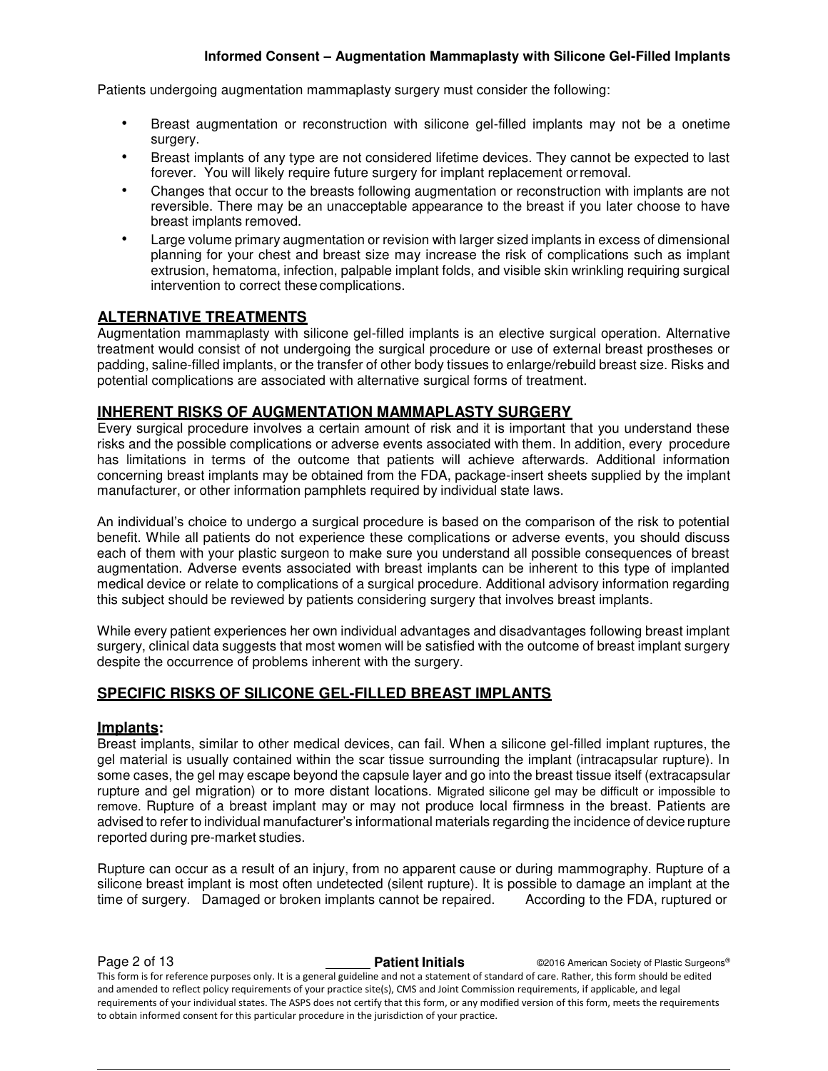Patients undergoing augmentation mammaplasty surgery must consider the following:

- Breast augmentation or reconstruction with silicone gel-filled implants may not be a onetime surgery.
- Breast implants of any type are not considered lifetime devices. They cannot be expected to last forever. You will likely require future surgery for implant replacement or removal.
- Changes that occur to the breasts following augmentation or reconstruction with implants are not reversible. There may be an unacceptable appearance to the breast if you later choose to have breast implants removed.
- Large volume primary augmentation or revision with larger sized implants in excess of dimensional planning for your chest and breast size may increase the risk of complications such as implant extrusion, hematoma, infection, palpable implant folds, and visible skin wrinkling requiring surgical intervention to correct these complications.

## ALTERNATIVE TREATMENTS

Augmentation mammaplasty with silicone gel-filled implants is an elective surgical operation. Alternative treatment would consist of not undergoing the surgical procedure or use of external breast prostheses or padding, saline-filled implants, or the transfer of other body tissues to enlarge/rebuild breast size. Risks and potential complications are associated with alternative surgical forms of treatment.

## INHERENT RISKS OF AUGMENTATION MAMMAPLASTY SURGERY

Every surgical procedure involves a certain amount of risk and it is important that you understand these risks and the possible complications or adverse events associated with them. In addition, every procedure has limitations in terms of the outcome that patients will achieve afterwards. Additional information concerning breast implants may be obtained from the FDA, package-insert sheets supplied by the implant manufacturer, or other information pamphlets required by individual state laws.

An individual's choice to undergo a surgical procedure is based on the comparison of the risk to potential benefit. While all patients do not experience these complications or adverse events, you should discuss each of them with your plastic surgeon to make sure you understand all possible consequences of breast augmentation. Adverse events associated with breast implants can be inherent to this type of implanted medical device or relate to complications of a surgical procedure. Additional advisory information regarding this subject should be reviewed by patients considering surgery that involves breast implants.

While every patient experiences her own individual advantages and disadvantages following breast implant surgery, clinical data suggests that most women will be satisfied with the outcome of breast implant surgery despite the occurrence of problems inherent with the surgery.

## SPECIFIC RISKS OF SILICONE GEL-FILLED BREAST IMPLANTS

### Implants:

Breast implants, similar to other medical devices, can fail. When a silicone gel-filled implant ruptures, the gel material is usually contained within the scar tissue surrounding the implant (intracapsular rupture). In some cases, the gel may escape beyond the capsule layer and go into the breast tissue itself (extracapsular rupture and gel migration) or to more distant locations. Migrated silicone gel may be difficult or impossible to remove. Rupture of a breast implant may or may not produce local firmness in the breast. Patients are advised to refer to individual manufacturer's informational materials regarding the incidence of device rupture reported during pre-market studies.

Rupture can occur as a result of an injury, from no apparent cause or during mammography. Rupture of a silicone breast implant is most often undetected (silent rupture). It is possible to damage an implant at the time of surgery. Damaged or broken implants cannot be repaired. According to the FDA, ruptured or

______ **Patient Initials**

This form is for reference purposes only. It is a general guideline and not a statement of standard of care. Rather, this form should be edited and amended to reflect policy requirements of your practice site(s), CMS and Joint Commission requirements, if applicable, and legal requirements of your individual states. The ASPS does not certify that this form, or any modified version of this form, meets the requirements to obtain informed consent for this particular procedure in the jurisdiction of your practice.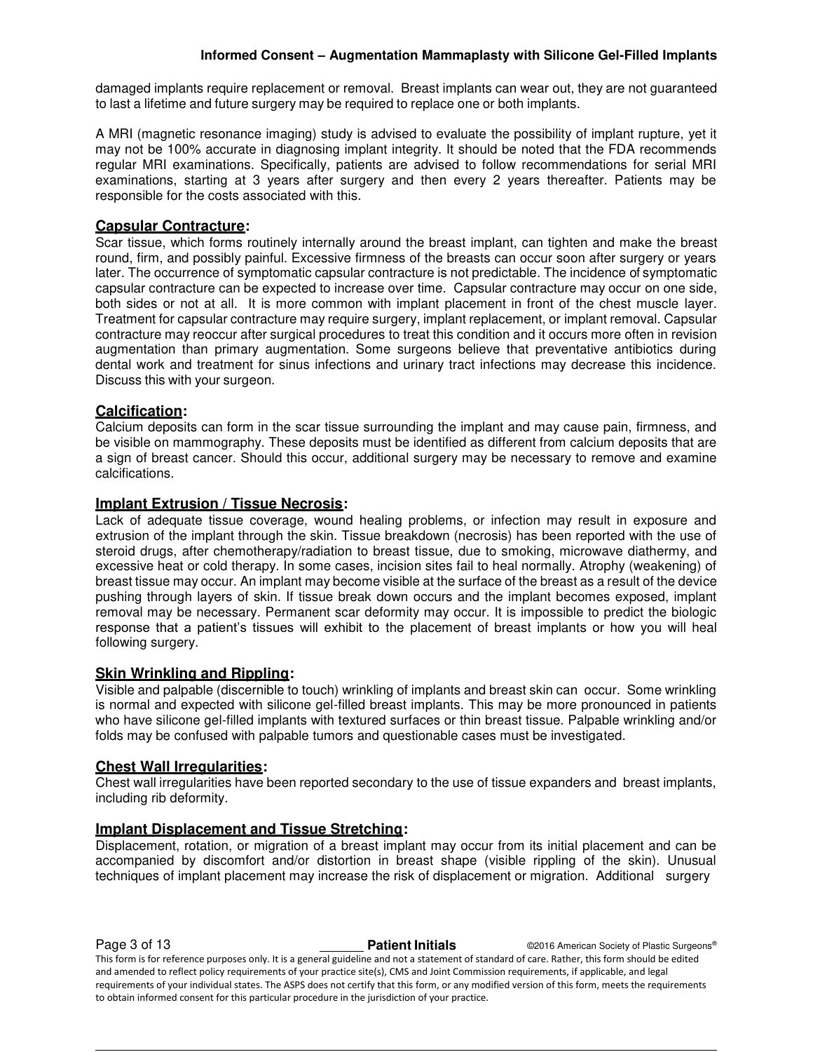damaged implants require replacement or removal. Breast implants can wear out, they are not guaranteed to last a lifetime and future surgery may be required to replace one or both implants.

A MRI (magnetic resonance imaging) study is advised to evaluate the possibility of implant rupture, yet it may not be 100% accurate in diagnosing implant integrity. It should be noted that the FDA recommends regular MRI examinations. Specifically, patients are advised to follow recommendations for serial MRI examinations, starting at 3 years after surgery and then every 2 years thereafter. Patients may be responsible for the costs associated with this.

### Capsular Contracture:

Scar tissue, which forms routinely internally around the breast implant, can tighten and make the breast round, firm, and possibly painful. Excessive firmness of the breasts can occur soon after surgery or years later. The occurrence of symptomatic capsular contracture is not predictable. The incidence of symptomatic capsular contracture can be expected to increase over time. Capsular contracture may occur on one side, both sides or not at all. It is more common with implant placement in front of the chest muscle layer. Treatment for capsular contracture may require surgery, implant replacement, or implant removal. Capsular contracture may reoccur after surgical procedures to treat this condition and it occurs more often in revision augmentation than primary augmentation. Some surgeons believe that preventative antibiotics during dental work and treatment for sinus infections and urinary tract infections may decrease this incidence. Discuss this with your surgeon.

### Calcification:

Calcium deposits can form in the scar tissue surrounding the implant and may cause pain, firmness, and be visible on mammography. These deposits must be identified as different from calcium deposits that are a sign of breast cancer. Should this occur, additional surgery may be necessary to remove and examine calcifications.

### Implant Extrusion / Tissue Necrosis:

Lack of adequate tissue coverage, wound healing problems, or infection may result in exposure and extrusion of the implant through the skin. Tissue breakdown (necrosis) has been reported with the use of steroid drugs, after chemotherapy/radiation to breast tissue, due to smoking, microwave diathermy, and excessive heat or cold therapy. In some cases, incision sites fail to heal normally. Atrophy (weakening) of breast tissue may occur. An implant may become visible at the surface of the breast as a result of the device pushing through layers of skin. If tissue break down occurs and the implant becomes exposed, implant removal may be necessary. Permanent scar deformity may occur. It is impossible to predict the biologic response that a patient's tissues will exhibit to the placement of breast implants or how you will heal following surgery.

### Skin Wrinkling and Rippling:

Visible and palpable (discernible to touch) wrinkling of implants and breast skin can occur. Some wrinkling is normal and expected with silicone gel-filled breast implants. This may be more pronounced in patients who have silicone gel-filled implants with textured surfaces or thin breast tissue. Palpable wrinkling and/or folds may be confused with palpable tumors and questionable cases must be investigated.

### Chest Wall Irregularities:

Chest wall irregularities have been reported secondary to the use of tissue expanders and breast implants, including rib deformity.

### Implant Displacement and Tissue Stretching:

Displacement, rotation, or migration of a breast implant may occur from its initial placement and can be accompanied by discomfort and/or distortion in breast shape (visible rippling of the skin). Unusual techniques of implant placement may increase the risk of displacement or migration. Additional surgery

______ **Patient Initials**

This form is for reference purposes only. It is a general guideline and not a statement of standard of care. Rather, this form should be edited and amended to reflect policy requirements of your practice site(s), CMS and Joint Commission requirements, if applicable, and legal requirements of your individual states. The ASPS does not certify that this form, or any modified version of this form, meets the requirements to obtain informed consent for this particular procedure in the jurisdiction of your practice.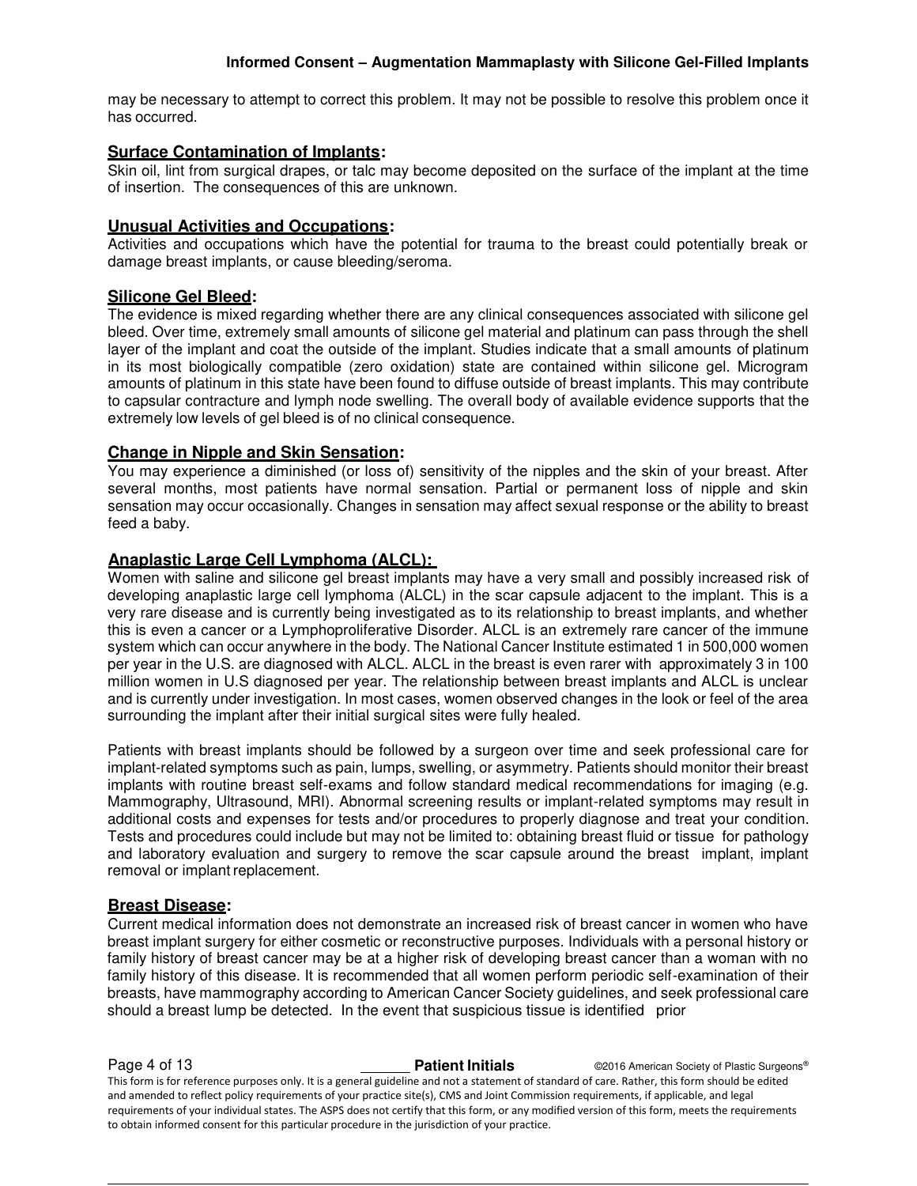may be necessary to attempt to correct this problem. It may not be possible to resolve this problem once it has occurred.

**Surface Contamination of Implants:**
Skin oil, lint from surgical drapes, or talc may become deposited on the surface of the implant at the time of insertion. The consequences of this are unknown.

**Unusual Activities and Occupations:**
Activities and occupations which have the potential for trauma to the breast could potentially break or damage breast implants, or cause bleeding/seroma.

**Silicone Gel Bleed:**
The evidence is mixed regarding whether there are any clinical consequences associated with silicone gel bleed. Over time, extremely small amounts of silicone gel material and platinum can pass through the shell layer of the implant and coat the outside of the implant. Studies indicate that a small amounts of platinum in its most biologically compatible (zero oxidation) state are contained within silicone gel. Microgram amounts of platinum in this state have been found to diffuse outside of breast implants. This may contribute to capsular contracture and lymph node swelling. The overall body of available evidence supports that the extremely low levels of gel bleed is of no clinical consequence.

**Change in Nipple and Skin Sensation:**
You may experience a diminished (or loss of) sensitivity of the nipples and the skin of your breast. After several months, most patients have normal sensation. Partial or permanent loss of nipple and skin sensation may occur occasionally. Changes in sensation may affect sexual response or the ability to breast feed a baby.

**Anaplastic Large Cell Lymphoma (ALCL):**
Women with saline and silicone gel breast implants may have a very small and possibly increased risk of developing anaplastic large cell lymphoma (ALCL) in the scar capsule adjacent to the implant. This is a very rare disease and is currently being investigated as to its relationship to breast implants, and whether this is even a cancer or a Lymphoproliferative Disorder. ALCL is an extremely rare cancer of the immune system which can occur anywhere in the body. The National Cancer Institute estimated 1 in 500,000 women per year in the U.S. are diagnosed with ALCL. ALCL in the breast is even rarer with approximately 3 in 100 million women in U.S diagnosed per year. The relationship between breast implants and ALCL is unclear and is currently under investigation. In most cases, women observed changes in the look or feel of the area surrounding the implant after their initial surgical sites were fully healed.

Patients with breast implants should be followed by a surgeon over time and seek professional care for implant-related symptoms such as pain, lumps, swelling, or asymmetry. Patients should monitor their breast implants with routine breast self-exams and follow standard medical recommendations for imaging (e.g. Mammography, Ultrasound, MRI). Abnormal screening results or implant-related symptoms may result in additional costs and expenses for tests and/or procedures to properly diagnose and treat your condition. Tests and procedures could include but may not be limited to: obtaining breast fluid or tissue for pathology and laboratory evaluation and surgery to remove the scar capsule around the breast implant, implant removal or implant replacement.

**Breast Disease:**
Current medical information does not demonstrate an increased risk of breast cancer in women who have breast implant surgery for either cosmetic or reconstructive purposes. Individuals with a personal history or family history of breast cancer may be at a higher risk of developing breast cancer than a woman with no family history of this disease. It is recommended that all women perform periodic self-examination of their breasts, have mammography according to American Cancer Society guidelines, and seek professional care should a breast lump be detected. In the event that suspicious tissue is identified prior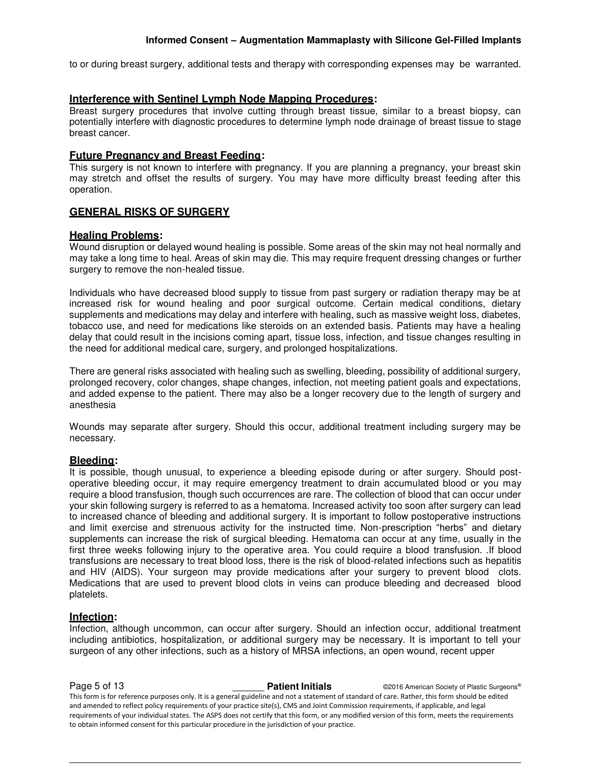to or during breast surgery, additional tests and therapy with corresponding expenses may be warranted.

**Interference with Sentinel Lymph Node Mapping Procedures:**
Breast surgery procedures that involve cutting through breast tissue, similar to a breast biopsy, can potentially interfere with diagnostic procedures to determine lymph node drainage of breast tissue to stage breast cancer.

**Future Pregnancy and Breast Feeding:**
This surgery is not known to interfere with pregnancy. If you are planning a pregnancy, your breast skin may stretch and offset the results of surgery. You may have more difficulty breast feeding after this operation.

## GENERAL RISKS OF SURGERY

**Healing Problems:**
Wound disruption or delayed wound healing is possible. Some areas of the skin may not heal normally and may take a long time to heal. Areas of skin may die. This may require frequent dressing changes or further surgery to remove the non-healed tissue.

Individuals who have decreased blood supply to tissue from past surgery or radiation therapy may be at increased risk for wound healing and poor surgical outcome. Certain medical conditions, dietary supplements and medications may delay and interfere with healing, such as massive weight loss, diabetes, tobacco use, and need for medications like steroids on an extended basis. Patients may have a healing delay that could result in the incisions coming apart, tissue loss, infection, and tissue changes resulting in the need for additional medical care, surgery, and prolonged hospitalizations.

There are general risks associated with healing such as swelling, bleeding, possibility of additional surgery, prolonged recovery, color changes, shape changes, infection, not meeting patient goals and expectations, and added expense to the patient. There may also be a longer recovery due to the length of surgery and anesthesia

Wounds may separate after surgery. Should this occur, additional treatment including surgery may be necessary.

**Bleeding:**
It is possible, though unusual, to experience a bleeding episode during or after surgery. Should post-operative bleeding occur, it may require emergency treatment to drain accumulated blood or you may require a blood transfusion, though such occurrences are rare. The collection of blood that can occur under your skin following surgery is referred to as a hematoma. Increased activity too soon after surgery can lead to increased chance of bleeding and additional surgery. It is important to follow postoperative instructions and limit exercise and strenuous activity for the instructed time. Non-prescription "herbs" and dietary supplements can increase the risk of surgical bleeding. Hematoma can occur at any time, usually in the first three weeks following injury to the operative area. You could require a blood transfusion. .If blood transfusions are necessary to treat blood loss, there is the risk of blood-related infections such as hepatitis and HIV (AIDS). Your surgeon may provide medications after your surgery to prevent blood clots. Medications that are used to prevent blood clots in veins can produce bleeding and decreased blood platelets.

**Infection:**
Infection, although uncommon, can occur after surgery. Should an infection occur, additional treatment including antibiotics, hospitalization, or additional surgery may be necessary. It is important to tell your surgeon of any other infections, such as a history of MRSA infections, an open wound, recent upper

______ **Patient Initials**

This form is for reference purposes only. It is a general guideline and not a statement of standard of care. Rather, this form should be edited and amended to reflect policy requirements of your practice site(s), CMS and Joint Commission requirements, if applicable, and legal requirements of your individual states. The ASPS does not certify that this form, or any modified version of this form, meets the requirements to obtain informed consent for this particular procedure in the jurisdiction of your practice.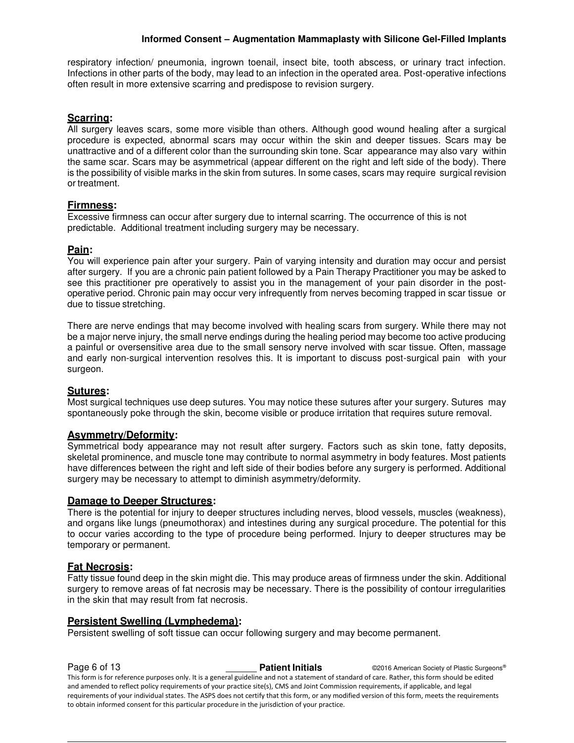respiratory infection/ pneumonia, ingrown toenail, insect bite, tooth abscess, or urinary tract infection. Infections in other parts of the body, may lead to an infection in the operated area. Post-operative infections often result in more extensive scarring and predispose to revision surgery.

## Scarring:

All surgery leaves scars, some more visible than others. Although good wound healing after a surgical procedure is expected, abnormal scars may occur within the skin and deeper tissues. Scars may be unattractive and of a different color than the surrounding skin tone. Scar appearance may also vary within the same scar. Scars may be asymmetrical (appear different on the right and left side of the body). There is the possibility of visible marks in the skin from sutures. In some cases, scars may require surgical revision or treatment.

## Firmness:

Excessive firmness can occur after surgery due to internal scarring. The occurrence of this is not predictable. Additional treatment including surgery may be necessary.

## Pain:

You will experience pain after your surgery. Pain of varying intensity and duration may occur and persist after surgery. If you are a chronic pain patient followed by a Pain Therapy Practitioner you may be asked to see this practitioner pre operatively to assist you in the management of your pain disorder in the post-operative period. Chronic pain may occur very infrequently from nerves becoming trapped in scar tissue or due to tissue stretching.

There are nerve endings that may become involved with healing scars from surgery. While there may not be a major nerve injury, the small nerve endings during the healing period may become too active producing a painful or oversensitive area due to the small sensory nerve involved with scar tissue. Often, massage and early non-surgical intervention resolves this. It is important to discuss post-surgical pain with your surgeon.

## Sutures:

Most surgical techniques use deep sutures. You may notice these sutures after your surgery. Sutures may spontaneously poke through the skin, become visible or produce irritation that requires suture removal.

## Asymmetry/Deformity:

Symmetrical body appearance may not result after surgery. Factors such as skin tone, fatty deposits, skeletal prominence, and muscle tone may contribute to normal asymmetry in body features. Most patients have differences between the right and left side of their bodies before any surgery is performed. Additional surgery may be necessary to attempt to diminish asymmetry/deformity.

## Damage to Deeper Structures:

There is the potential for injury to deeper structures including nerves, blood vessels, muscles (weakness), and organs like lungs (pneumothorax) and intestines during any surgical procedure. The potential for this to occur varies according to the type of procedure being performed. Injury to deeper structures may be temporary or permanent.

## Fat Necrosis:

Fatty tissue found deep in the skin might die. This may produce areas of firmness under the skin. Additional surgery to remove areas of fat necrosis may be necessary. There is the possibility of contour irregularities in the skin that may result from fat necrosis.

## Persistent Swelling (Lymphedema):

Persistent swelling of soft tissue can occur following surgery and may become permanent.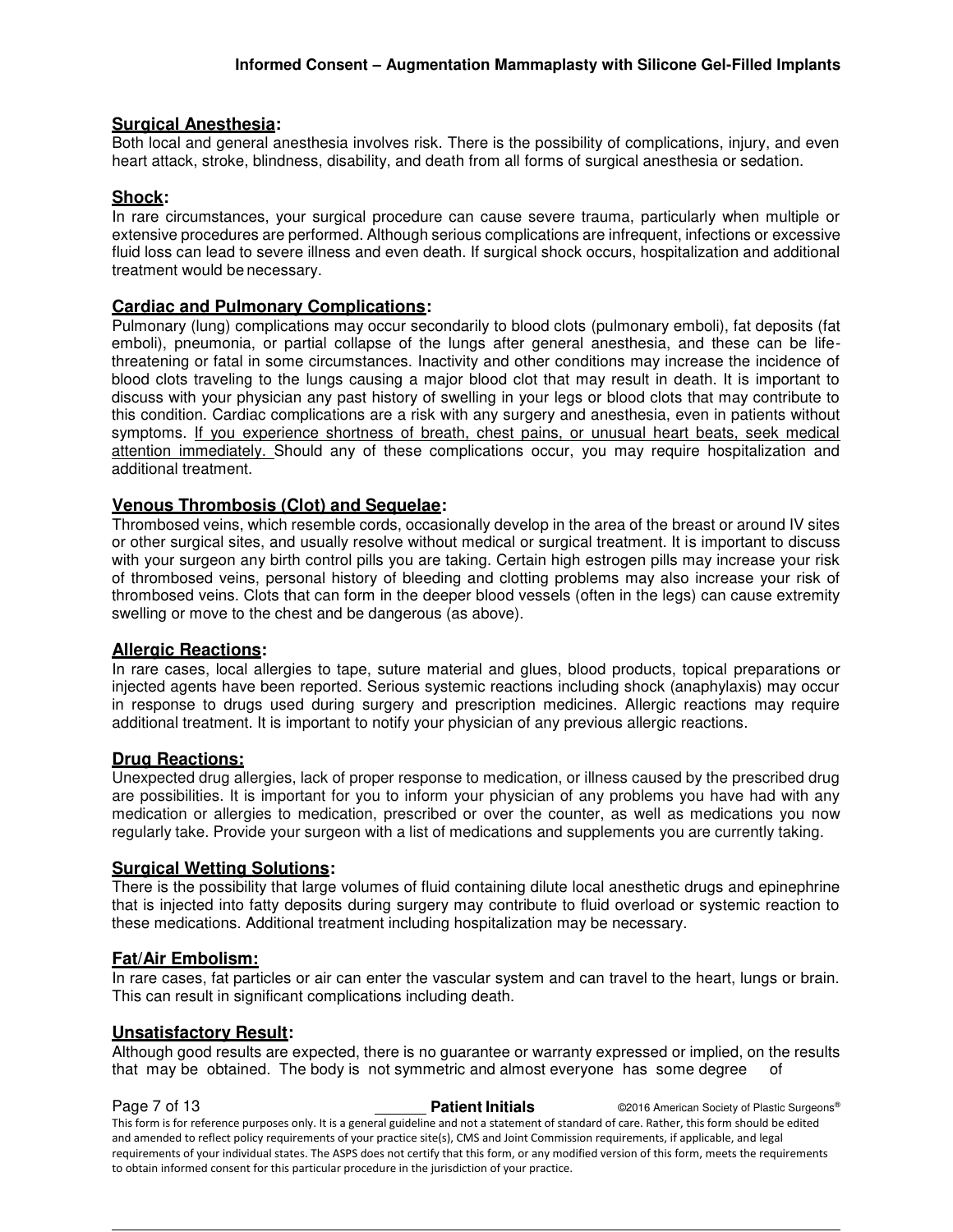**Surgical Anesthesia:**
Both local and general anesthesia involves risk. There is the possibility of complications, injury, and even heart attack, stroke, blindness, disability, and death from all forms of surgical anesthesia or sedation.

**Shock:**
In rare circumstances, your surgical procedure can cause severe trauma, particularly when multiple or extensive procedures are performed. Although serious complications are infrequent, infections or excessive fluid loss can lead to severe illness and even death. If surgical shock occurs, hospitalization and additional treatment would be necessary.

**Cardiac and Pulmonary Complications:**
Pulmonary (lung) complications may occur secondarily to blood clots (pulmonary emboli), fat deposits (fat emboli), pneumonia, or partial collapse of the lungs after general anesthesia, and these can be life-threatening or fatal in some circumstances. Inactivity and other conditions may increase the incidence of blood clots traveling to the lungs causing a major blood clot that may result in death. It is important to discuss with your physician any past history of swelling in your legs or blood clots that may contribute to this condition. Cardiac complications are a risk with any surgery and anesthesia, even in patients without symptoms. If you experience shortness of breath, chest pains, or unusual heart beats, seek medical attention immediately. Should any of these complications occur, you may require hospitalization and additional treatment.

**Venous Thrombosis (Clot) and Sequelae:**
Thrombosed veins, which resemble cords, occasionally develop in the area of the breast or around IV sites or other surgical sites, and usually resolve without medical or surgical treatment. It is important to discuss with your surgeon any birth control pills you are taking. Certain high estrogen pills may increase your risk of thrombosed veins, personal history of bleeding and clotting problems may also increase your risk of thrombosed veins. Clots that can form in the deeper blood vessels (often in the legs) can cause extremity swelling or move to the chest and be dangerous (as above).

**Allergic Reactions:**
In rare cases, local allergies to tape, suture material and glues, blood products, topical preparations or injected agents have been reported. Serious systemic reactions including shock (anaphylaxis) may occur in response to drugs used during surgery and prescription medicines. Allergic reactions may require additional treatment. It is important to notify your physician of any previous allergic reactions.

**Drug Reactions:**
Unexpected drug allergies, lack of proper response to medication, or illness caused by the prescribed drug are possibilities. It is important for you to inform your physician of any problems you have had with any medication or allergies to medication, prescribed or over the counter, as well as medications you now regularly take. Provide your surgeon with a list of medications and supplements you are currently taking.

**Surgical Wetting Solutions:**
There is the possibility that large volumes of fluid containing dilute local anesthetic drugs and epinephrine that is injected into fatty deposits during surgery may contribute to fluid overload or systemic reaction to these medications. Additional treatment including hospitalization may be necessary.

**Fat/Air Embolism:**
In rare cases, fat particles or air can enter the vascular system and can travel to the heart, lungs or brain. This can result in significant complications including death.

**Unsatisfactory Result:**
Although good results are expected, there is no guarantee or warranty expressed or implied, on the results that may be obtained. The body is not symmetric and almost everyone has some degree of

______ **Patient Initials**

This form is for reference purposes only. It is a general guideline and not a statement of standard of care. Rather, this form should be edited and amended to reflect policy requirements of your practice site(s), CMS and Joint Commission requirements, if applicable, and legal requirements of your individual states. The ASPS does not certify that this form, or any modified version of this form, meets the requirements to obtain informed consent for this particular procedure in the jurisdiction of your practice.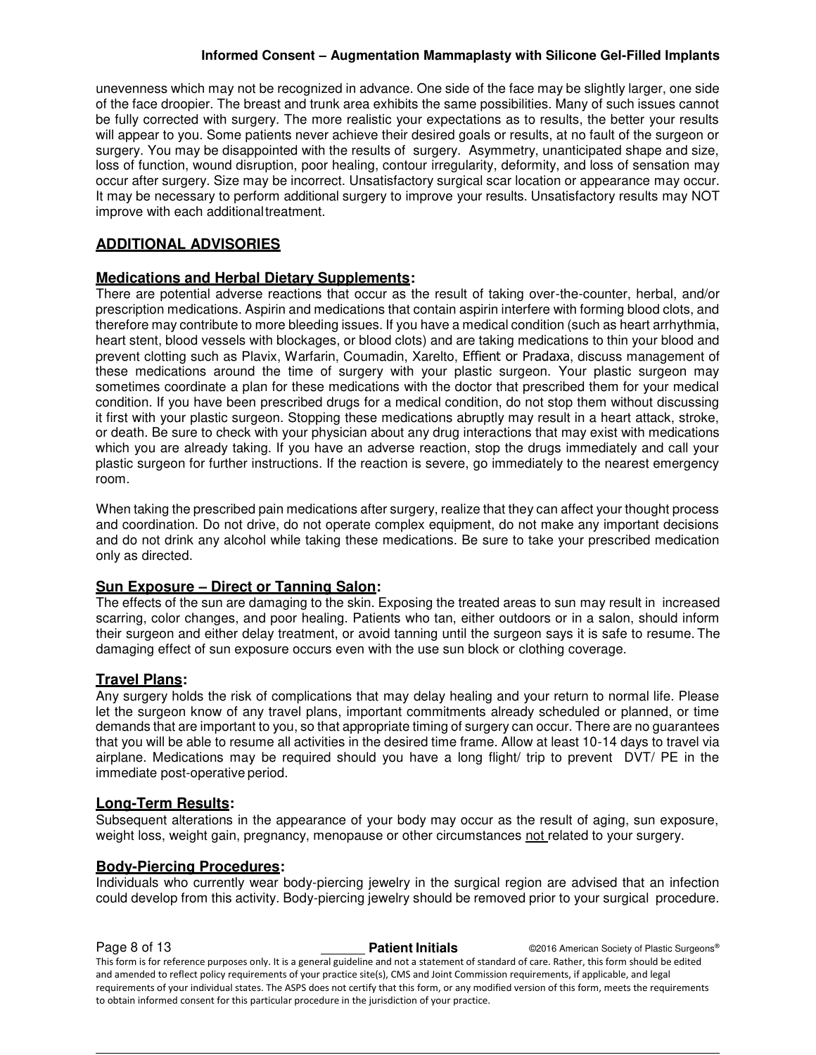unevenness which may not be recognized in advance. One side of the face may be slightly larger, one side of the face droopier. The breast and trunk area exhibits the same possibilities. Many of such issues cannot be fully corrected with surgery. The more realistic your expectations as to results, the better your results will appear to you. Some patients never achieve their desired goals or results, at no fault of the surgeon or surgery. You may be disappointed with the results of surgery. Asymmetry, unanticipated shape and size, loss of function, wound disruption, poor healing, contour irregularity, deformity, and loss of sensation may occur after surgery. Size may be incorrect. Unsatisfactory surgical scar location or appearance may occur. It may be necessary to perform additional surgery to improve your results. Unsatisfactory results may NOT improve with each additional treatment.

## ADDITIONAL ADVISORIES

### Medications and Herbal Dietary Supplements:

There are potential adverse reactions that occur as the result of taking over-the-counter, herbal, and/or prescription medications. Aspirin and medications that contain aspirin interfere with forming blood clots, and therefore may contribute to more bleeding issues. If you have a medical condition (such as heart arrhythmia, heart stent, blood vessels with blockages, or blood clots) and are taking medications to thin your blood and prevent clotting such as Plavix, Warfarin, Coumadin, Xarelto, Effient or Pradaxa, discuss management of these medications around the time of surgery with your plastic surgeon. Your plastic surgeon may sometimes coordinate a plan for these medications with the doctor that prescribed them for your medical condition. If you have been prescribed drugs for a medical condition, do not stop them without discussing it first with your plastic surgeon. Stopping these medications abruptly may result in a heart attack, stroke, or death. Be sure to check with your physician about any drug interactions that may exist with medications which you are already taking. If you have an adverse reaction, stop the drugs immediately and call your plastic surgeon for further instructions. If the reaction is severe, go immediately to the nearest emergency room.

When taking the prescribed pain medications after surgery, realize that they can affect your thought process and coordination. Do not drive, do not operate complex equipment, do not make any important decisions and do not drink any alcohol while taking these medications. Be sure to take your prescribed medication only as directed.

### Sun Exposure – Direct or Tanning Salon:

The effects of the sun are damaging to the skin. Exposing the treated areas to sun may result in increased scarring, color changes, and poor healing. Patients who tan, either outdoors or in a salon, should inform their surgeon and either delay treatment, or avoid tanning until the surgeon says it is safe to resume. The damaging effect of sun exposure occurs even with the use sun block or clothing coverage.

### Travel Plans:

Any surgery holds the risk of complications that may delay healing and your return to normal life. Please let the surgeon know of any travel plans, important commitments already scheduled or planned, or time demands that are important to you, so that appropriate timing of surgery can occur. There are no guarantees that you will be able to resume all activities in the desired time frame. Allow at least 10-14 days to travel via airplane. Medications may be required should you have a long flight/ trip to prevent DVT/ PE in the immediate post-operative period.

### Long-Term Results:

Subsequent alterations in the appearance of your body may occur as the result of aging, sun exposure, weight loss, weight gain, pregnancy, menopause or other circumstances not related to your surgery.

### Body-Piercing Procedures:

Individuals who currently wear body-piercing jewelry in the surgical region are advised that an infection could develop from this activity. Body-piercing jewelry should be removed prior to your surgical procedure.

_______ **Patient Initials**

This form is for reference purposes only. It is a general guideline and not a statement of standard of care. Rather, this form should be edited and amended to reflect policy requirements of your practice site(s), CMS and Joint Commission requirements, if applicable, and legal requirements of your individual states. The ASPS does not certify that this form, or any modified version of this form, meets the requirements to obtain informed consent for this particular procedure in the jurisdiction of your practice.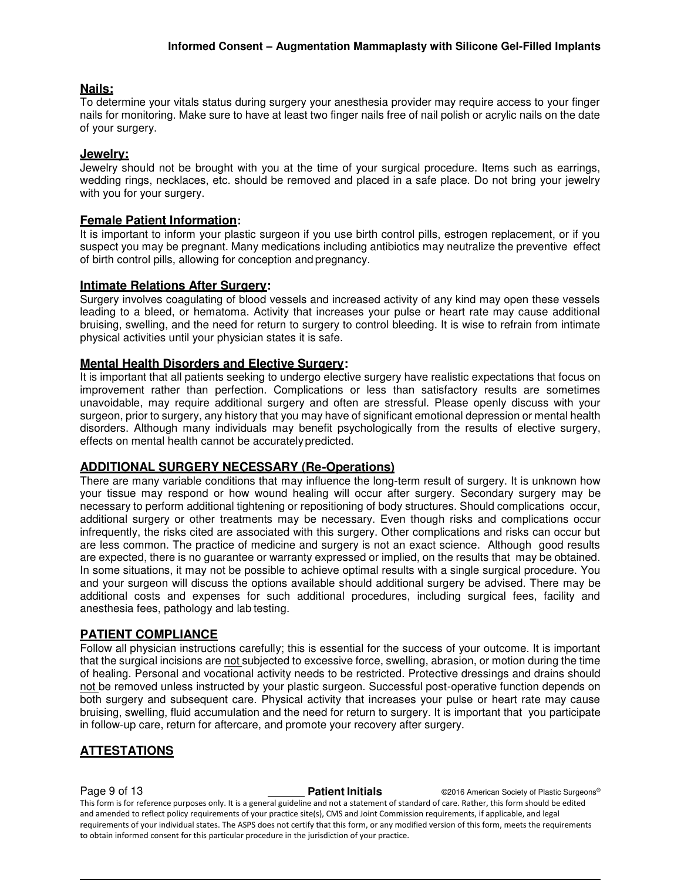## Nails:

To determine your vitals status during surgery your anesthesia provider may require access to your finger nails for monitoring. Make sure to have at least two finger nails free of nail polish or acrylic nails on the date of your surgery.

## Jewelry:

Jewelry should not be brought with you at the time of your surgical procedure. Items such as earrings, wedding rings, necklaces, etc. should be removed and placed in a safe place. Do not bring your jewelry with you for your surgery.

## Female Patient Information:

It is important to inform your plastic surgeon if you use birth control pills, estrogen replacement, or if you suspect you may be pregnant. Many medications including antibiotics may neutralize the preventive effect of birth control pills, allowing for conception and pregnancy.

## Intimate Relations After Surgery:

Surgery involves coagulating of blood vessels and increased activity of any kind may open these vessels leading to a bleed, or hematoma. Activity that increases your pulse or heart rate may cause additional bruising, swelling, and the need for return to surgery to control bleeding. It is wise to refrain from intimate physical activities until your physician states it is safe.

## Mental Health Disorders and Elective Surgery:

It is important that all patients seeking to undergo elective surgery have realistic expectations that focus on improvement rather than perfection. Complications or less than satisfactory results are sometimes unavoidable, may require additional surgery and often are stressful. Please openly discuss with your surgeon, prior to surgery, any history that you may have of significant emotional depression or mental health disorders. Although many individuals may benefit psychologically from the results of elective surgery, effects on mental health cannot be accurately predicted.

## ADDITIONAL SURGERY NECESSARY (Re-Operations)

There are many variable conditions that may influence the long-term result of surgery. It is unknown how your tissue may respond or how wound healing will occur after surgery. Secondary surgery may be necessary to perform additional tightening or repositioning of body structures. Should complications occur, additional surgery or other treatments may be necessary. Even though risks and complications occur infrequently, the risks cited are associated with this surgery. Other complications and risks can occur but are less common. The practice of medicine and surgery is not an exact science. Although good results are expected, there is no guarantee or warranty expressed or implied, on the results that may be obtained. In some situations, it may not be possible to achieve optimal results with a single surgical procedure. You and your surgeon will discuss the options available should additional surgery be advised. There may be additional costs and expenses for such additional procedures, including surgical fees, facility and anesthesia fees, pathology and lab testing.

## PATIENT COMPLIANCE

Follow all physician instructions carefully; this is essential for the success of your outcome. It is important that the surgical incisions are <u>not</u> subjected to excessive force, swelling, abrasion, or motion during the time of healing. Personal and vocational activity needs to be restricted. Protective dressings and drains should <u>not</u> be removed unless instructed by your plastic surgeon. Successful post-operative function depends on both surgery and subsequent care. Physical activity that increases your pulse or heart rate may cause bruising, swelling, fluid accumulation and the need for return to surgery. It is important that you participate in follow-up care, return for aftercare, and promote your recovery after surgery.

## ATTESTATIONS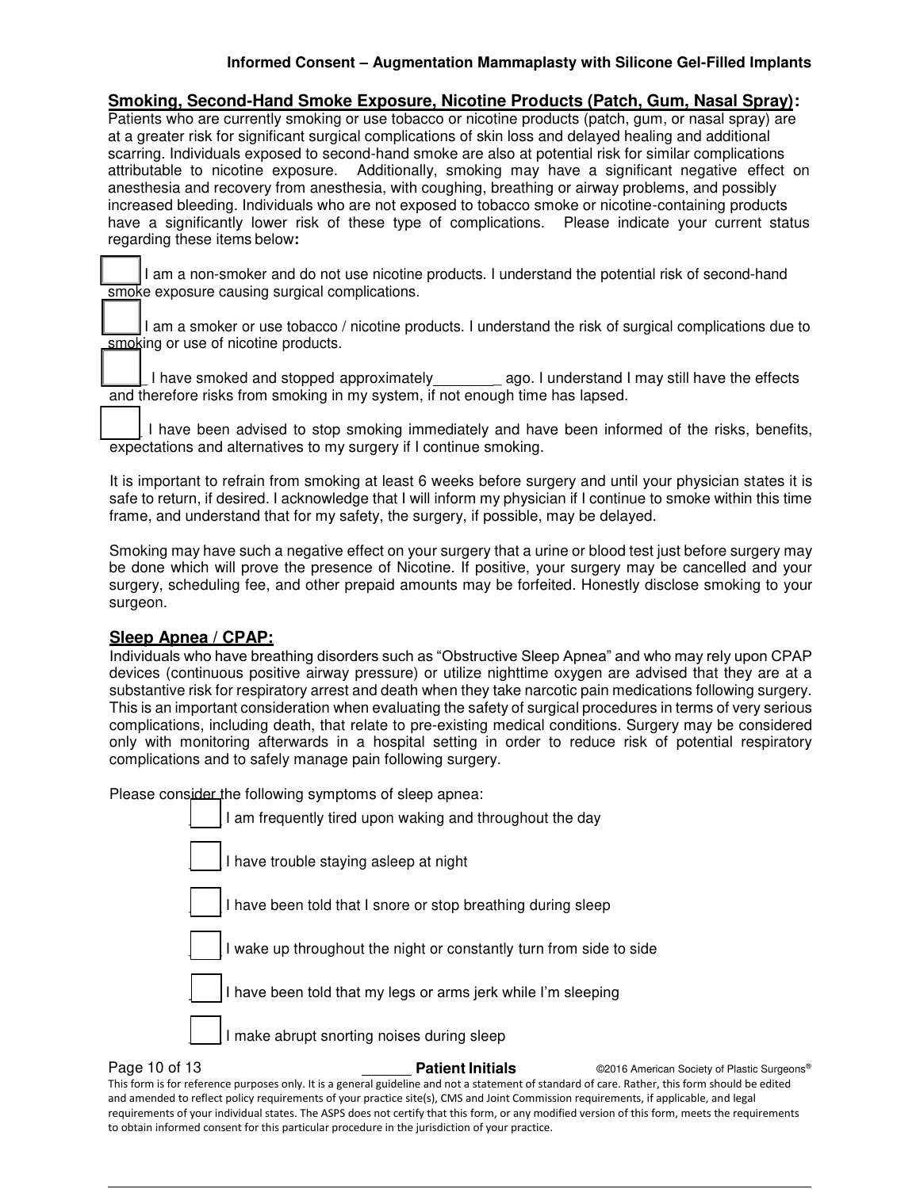## Smoking, Second-Hand Smoke Exposure, Nicotine Products (Patch, Gum, Nasal Spray):

Patients who are currently smoking or use tobacco or nicotine products (patch, gum, or nasal spray) are at a greater risk for significant surgical complications of skin loss and delayed healing and additional scarring. Individuals exposed to second-hand smoke are also at potential risk for similar complications attributable to nicotine exposure. Additionally, smoking may have a significant negative effect on anesthesia and recovery from anesthesia, with coughing, breathing or airway problems, and possibly increased bleeding. Individuals who are not exposed to tobacco smoke or nicotine-containing products have a significantly lower risk of these type of complications. Please indicate your current status regarding these items below**:**

☐ I am a non-smoker and do not use nicotine products. I understand the potential risk of second-hand smoke exposure causing surgical complications.

☐ I am a smoker or use tobacco / nicotine products. I understand the risk of surgical complications due to smoking or use of nicotine products.

☐ I have smoked and stopped approximately________ ago. I understand I may still have the effects and therefore risks from smoking in my system, if not enough time has lapsed.

☐ I have been advised to stop smoking immediately and have been informed of the risks, benefits, expectations and alternatives to my surgery if I continue smoking.

It is important to refrain from smoking at least 6 weeks before surgery and until your physician states it is safe to return, if desired. I acknowledge that I will inform my physician if I continue to smoke within this time frame, and understand that for my safety, the surgery, if possible, may be delayed.

Smoking may have such a negative effect on your surgery that a urine or blood test just before surgery may be done which will prove the presence of Nicotine. If positive, your surgery may be cancelled and your surgery, scheduling fee, and other prepaid amounts may be forfeited. Honestly disclose smoking to your surgeon.

## Sleep Apnea / CPAP:

Individuals who have breathing disorders such as "Obstructive Sleep Apnea" and who may rely upon CPAP devices (continuous positive airway pressure) or utilize nighttime oxygen are advised that they are at a substantive risk for respiratory arrest and death when they take narcotic pain medications following surgery. This is an important consideration when evaluating the safety of surgical procedures in terms of very serious complications, including death, that relate to pre-existing medical conditions. Surgery may be considered only with monitoring afterwards in a hospital setting in order to reduce risk of potential respiratory complications and to safely manage pain following surgery.

Please consider the following symptoms of sleep apnea:

☐ I am frequently tired upon waking and throughout the day

☐ I have trouble staying asleep at night

☐ I have been told that I snore or stop breathing during sleep

☐ I wake up throughout the night or constantly turn from side to side

☐ I have been told that my legs or arms jerk while I'm sleeping

☐ I make abrupt snorting noises during sleep

______ **Patient Initials**

This form is for reference purposes only. It is a general guideline and not a statement of standard of care. Rather, this form should be edited and amended to reflect policy requirements of your practice site(s), CMS and Joint Commission requirements, if applicable, and legal requirements of your individual states. The ASPS does not certify that this form, or any modified version of this form, meets the requirements to obtain informed consent for this particular procedure in the jurisdiction of your practice.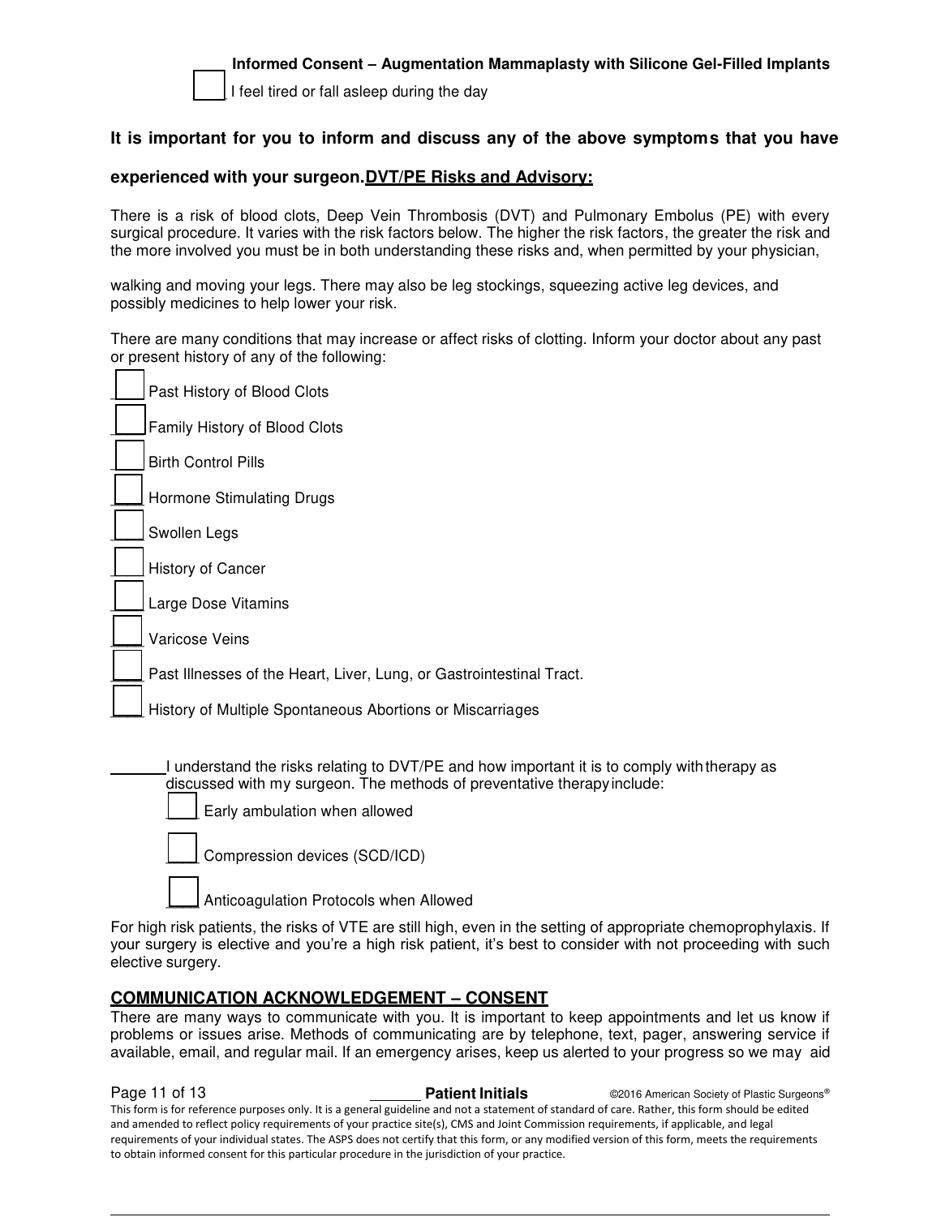☐ I feel tired or fall asleep during the day

**It is important for you to inform and discuss any of the above symptoms that you have experienced with your surgeon.**

## DVT/PE Risks and Advisory:

There is a risk of blood clots, Deep Vein Thrombosis (DVT) and Pulmonary Embolus (PE) with every surgical procedure. It varies with the risk factors below. The higher the risk factors, the greater the risk and the more involved you must be in both understanding these risks and, when permitted by your physician,

walking and moving your legs. There may also be leg stockings, squeezing active leg devices, and possibly medicines to help lower your risk.

There are many conditions that may increase or affect risks of clotting. Inform your doctor about any past or present history of any of the following:

- ☐ Past History of Blood Clots
- ☐ Family History of Blood Clots
- ☐ Birth Control Pills
- ☐ Hormone Stimulating Drugs
- ☐ Swollen Legs
- ☐ History of Cancer
- ☐ Large Dose Vitamins
- ☐ Varicose Veins
- ☐ Past Illnesses of the Heart, Liver, Lung, or Gastrointestinal Tract.
- ☐ History of Multiple Spontaneous Abortions or Miscarriages

_______ I understand the risks relating to DVT/PE and how important it is to comply with therapy as discussed with my surgeon. The methods of preventative therapy include:

- ☐ Early ambulation when allowed
- ☐ Compression devices (SCD/ICD)
- ☐ Anticoagulation Protocols when Allowed

For high risk patients, the risks of VTE are still high, even in the setting of appropriate chemoprophylaxis. If your surgery is elective and you're a high risk patient, it's best to consider with not proceeding with such elective surgery.

## COMMUNICATION ACKNOWLEDGEMENT – CONSENT

There are many ways to communicate with you. It is important to keep appointments and let us know if problems or issues arise. Methods of communicating are by telephone, text, pager, answering service if available, email, and regular mail. If an emergency arises, keep us alerted to your progress so we may aid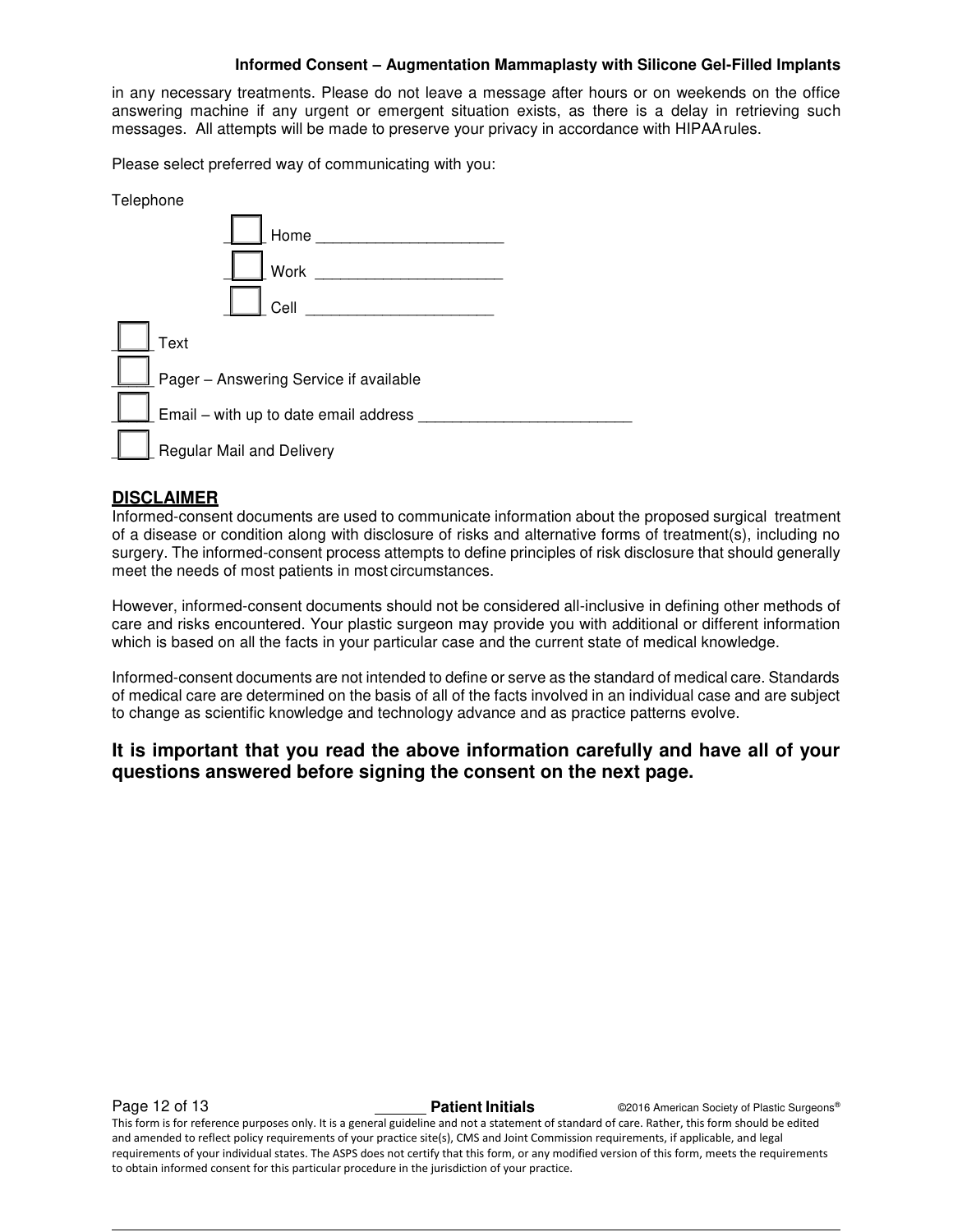in any necessary treatments. Please do not leave a message after hours or on weekends on the office answering machine if any urgent or emergent situation exists, as there is a delay in retrieving such messages. All attempts will be made to preserve your privacy in accordance with HIPAA rules.

Please select preferred way of communicating with you:

Telephone

- ☐ Home ______________________
- ☐ Work ______________________
- ☐ Cell ______________________

☐ Text

☐ Pager – Answering Service if available

☐ Email – with up to date email address ________________________

☐ Regular Mail and Delivery

## DISCLAIMER

Informed-consent documents are used to communicate information about the proposed surgical treatment of a disease or condition along with disclosure of risks and alternative forms of treatment(s), including no surgery. The informed-consent process attempts to define principles of risk disclosure that should generally meet the needs of most patients in most circumstances.

However, informed-consent documents should not be considered all-inclusive in defining other methods of care and risks encountered. Your plastic surgeon may provide you with additional or different information which is based on all the facts in your particular case and the current state of medical knowledge.

Informed-consent documents are not intended to define or serve as the standard of medical care. Standards of medical care are determined on the basis of all of the facts involved in an individual case and are subject to change as scientific knowledge and technology advance and as practice patterns evolve.

**It is important that you read the above information carefully and have all of your questions answered before signing the consent on the next page.**

______ **Patient Initials**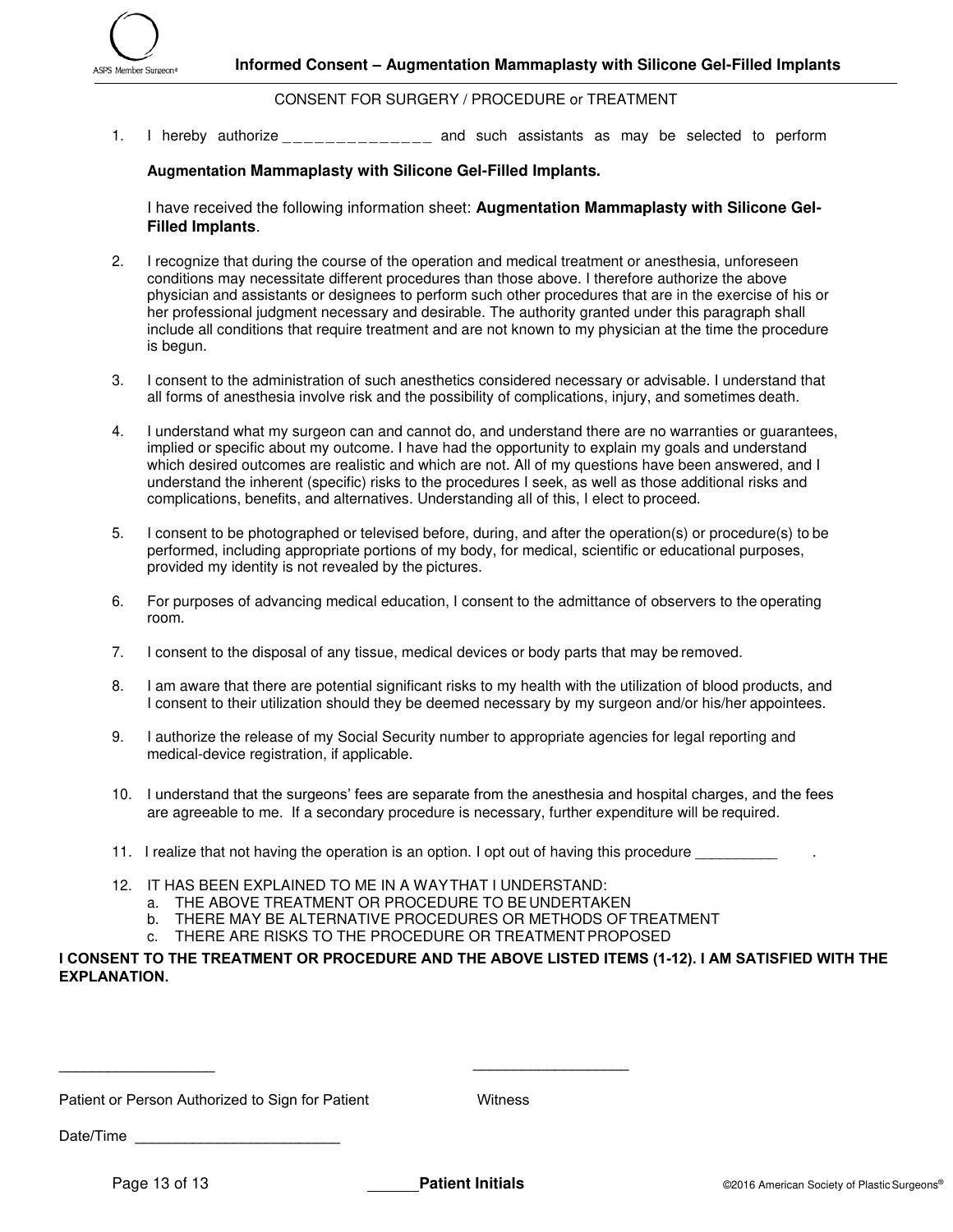## CONSENT FOR SURGERY / PROCEDURE or TREATMENT

1. I hereby authorize _______________ and such assistants as may be selected to perform **Augmentation Mammaplasty with Silicone Gel-Filled Implants.**

   I have received the following information sheet: **Augmentation Mammaplasty with Silicone Gel-Filled Implants**.

2. I recognize that during the course of the operation and medical treatment or anesthesia, unforeseen conditions may necessitate different procedures than those above. I therefore authorize the above physician and assistants or designees to perform such other procedures that are in the exercise of his or her professional judgment necessary and desirable. The authority granted under this paragraph shall include all conditions that require treatment and are not known to my physician at the time the procedure is begun.

3. I consent to the administration of such anesthetics considered necessary or advisable. I understand that all forms of anesthesia involve risk and the possibility of complications, injury, and sometimes death.

4. I understand what my surgeon can and cannot do, and understand there are no warranties or guarantees, implied or specific about my outcome. I have had the opportunity to explain my goals and understand which desired outcomes are realistic and which are not. All of my questions have been answered, and I understand the inherent (specific) risks to the procedures I seek, as well as those additional risks and complications, benefits, and alternatives. Understanding all of this, I elect to proceed.

5. I consent to be photographed or televised before, during, and after the operation(s) or procedure(s) to be performed, including appropriate portions of my body, for medical, scientific or educational purposes, provided my identity is not revealed by the pictures.

6. For purposes of advancing medical education, I consent to the admittance of observers to the operating room.

7. I consent to the disposal of any tissue, medical devices or body parts that may be removed.

8. I am aware that there are potential significant risks to my health with the utilization of blood products, and I consent to their utilization should they be deemed necessary by my surgeon and/or his/her appointees.

9. I authorize the release of my Social Security number to appropriate agencies for legal reporting and medical-device registration, if applicable.

10. I understand that the surgeons' fees are separate from the anesthesia and hospital charges, and the fees are agreeable to me. If a secondary procedure is necessary, further expenditure will be required.

11. I realize that not having the operation is an option. I opt out of having this procedure __________ .

12. IT HAS BEEN EXPLAINED TO ME IN A WAY THAT I UNDERSTAND:
    a. THE ABOVE TREATMENT OR PROCEDURE TO BE UNDERTAKEN
    b. THERE MAY BE ALTERNATIVE PROCEDURES OR METHODS OF TREATMENT
    c. THERE ARE RISKS TO THE PROCEDURE OR TREATMENT PROPOSED

**I CONSENT TO THE TREATMENT OR PROCEDURE AND THE ABOVE LISTED ITEMS (1-12). I AM SATISFIED WITH THE EXPLANATION.**

___________________ &nbsp;&nbsp;&nbsp;&nbsp;&nbsp;&nbsp;&nbsp;&nbsp;&nbsp;&nbsp;&nbsp;&nbsp;&nbsp;&nbsp;&nbsp;&nbsp;&nbsp;&nbsp;&nbsp;&nbsp; ___________________

Patient or Person Authorized to Sign for Patient &nbsp;&nbsp;&nbsp;&nbsp;&nbsp;&nbsp;&nbsp;&nbsp;&nbsp;&nbsp; Witness

Date/Time _________________________

______ **Patient Initials**